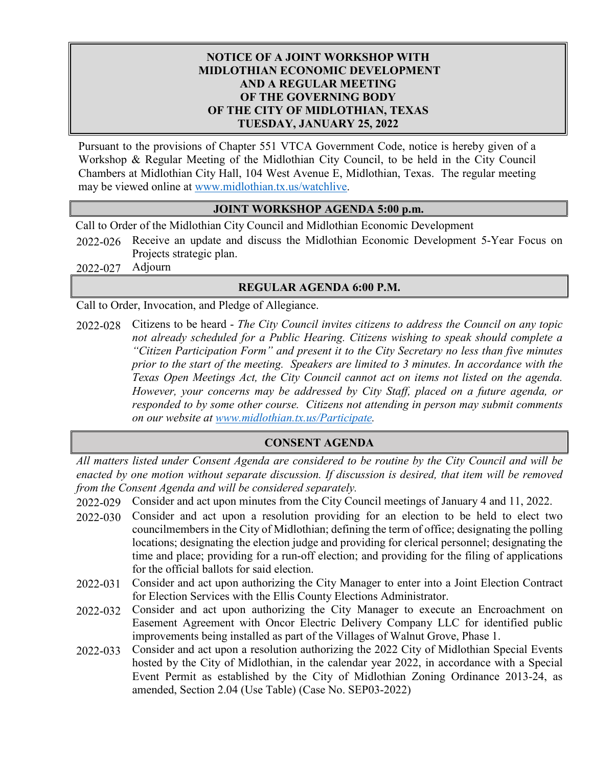# NOTICE OF A JOINT WORKSHOP WITH MIDLOTHIAN ECONOMIC DEVELOPMENT AND A REGULAR MEETING OF THE GOVERNING BODY OF THE CITY OF MIDLOTHIAN, TEXAS TUESDAY, JANUARY 25, 2022

Pursuant to the provisions of Chapter 551 VTCA Government Code, notice is hereby given of a Workshop & Regular Meeting of the Midlothian City Council, to be held in the City Council Chambers at Midlothian City Hall, 104 West Avenue E, Midlothian, Texas. The regular meeting may be viewed online at [www.midlothian.tx.us/watchlive](www.midlothian.tx.us/watchlive).

## JOINT WORKSHOP AGENDA 5:00 p.m.

Call to Order of the Midlothian City Council and Midlothian Economic Development

2022-026 Receive an update and discuss the Midlothian Economic Development 5-Year Focus on Projects strategic plan.

2022-027 Adjourn

## REGULAR AGENDA 6:00 P.M.

Call to Order, Invocation, and Pledge of Allegiance.

2022-028 Citizens to be heard - *The City Council invites citizens to address the Council on any topic not already scheduled for a Public Hearing. Citizens wishing to speak should complete a "Citizen Participation Form" and present it to the City Secretary no less than five minutes prior to the start of the meeting. Speakers are limited to 3 minutes. In accordance with the Texas Open Meetings Act, the City Council cannot act on items not listed on the agenda. However, your concerns may be addressed by City Staff, placed on a future agenda, or responded to by some other course. Citizens not attending in person may submit comments on our website at [www.midlothian.tx.us/Participate](www.midlothian.tx.us/Participate).*

## CONSENT AGENDA

*All matters listed under Consent Agenda are considered to be routine by the City Council and will be enacted by one motion without separate discussion. If discussion is desired, that item will be removed from the Consent Agenda and will be considered separately.*

2022-029 Consider and act upon minutes from the City Council meetings of January 4 and 11, 2022.

2022-030 Consider and act upon a resolution providing for an election to be held to elect two councilmembers in the City of Midlothian; defining the term of office; designating the polling locations; designating the election judge and providing for clerical personnel; designating the time and place; providing for a run-off election; and providing for the filing of applications for the official ballots for said election.

2022-031 Consider and act upon authorizing the City Manager to enter into a Joint Election Contract for Election Services with the Ellis County Elections Administrator.

2022-032 Consider and act upon authorizing the City Manager to execute an Encroachment on Easement Agreement with Oncor Electric Delivery Company LLC for identified public improvements being installed as part of the Villages of Walnut Grove, Phase 1.

2022-033 Consider and act upon a resolution authorizing the 2022 City of Midlothian Special Events hosted by the City of Midlothian, in the calendar year 2022, in accordance with a Special Event Permit as established by the City of Midlothian Zoning Ordinance 2013-24, as amended, Section 2.04 (Use Table) (Case No. SEP03-2022)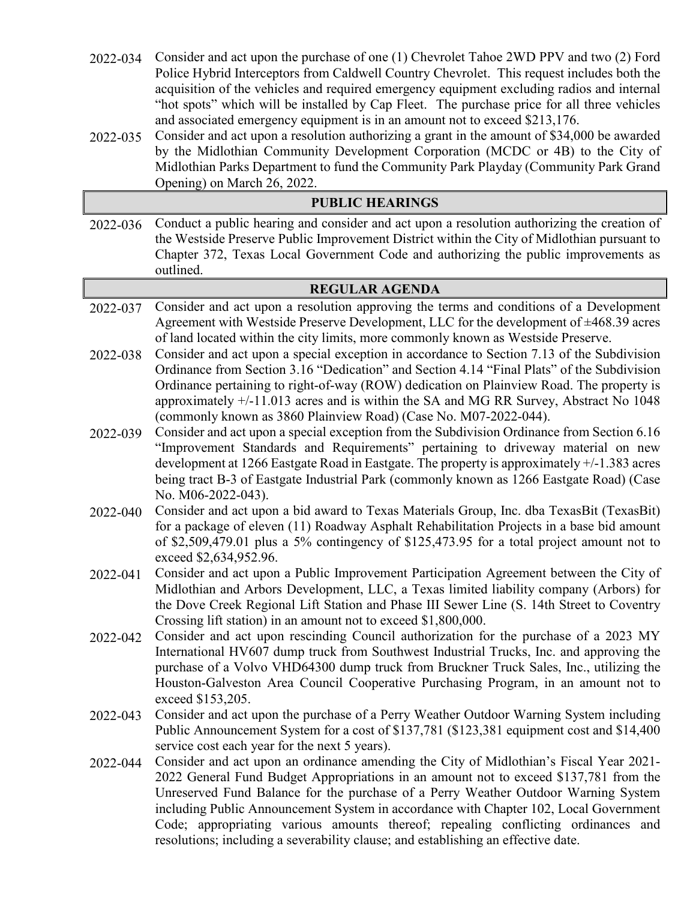2022-034 Consider and act upon the purchase of one (1) Chevrolet Tahoe 2WD PPV and two (2) Ford Police Hybrid Interceptors from Caldwell Country Chevrolet. This request includes both the acquisition of the vehicles and required emergency equipment excluding radios and internal "hot spots" which will be installed by Cap Fleet. The purchase price for all three vehicles and associated emergency equipment is in an amount not to exceed $213,176.

2022-035 Consider and act upon a resolution authorizing a grant in the amount of $34,000 be awarded by the Midlothian Community Development Corporation (MCDC or 4B) to the City of Midlothian Parks Department to fund the Community Park Playday (Community Park Grand Opening) on March 26, 2022.

## PUBLIC HEARINGS

2022-036 Conduct a public hearing and consider and act upon a resolution authorizing the creation of the Westside Preserve Public Improvement District within the City of Midlothian pursuant to Chapter 372, Texas Local Government Code and authorizing the public improvements as outlined.

## REGULAR AGENDA

2022-037 Consider and act upon a resolution approving the terms and conditions of a Development Agreement with Westside Preserve Development, LLC for the development of ±468.39 acres of land located within the city limits, more commonly known as Westside Preserve.

2022-038 Consider and act upon a special exception in accordance to Section 7.13 of the Subdivision Ordinance from Section 3.16 "Dedication" and Section 4.14 "Final Plats" of the Subdivision Ordinance pertaining to right-of-way (ROW) dedication on Plainview Road. The property is approximately +/-11.013 acres and is within the SA and MG RR Survey, Abstract No 1048 (commonly known as 3860 Plainview Road) (Case No. M07-2022-044).

2022-039 Consider and act upon a special exception from the Subdivision Ordinance from Section 6.16 "Improvement Standards and Requirements" pertaining to driveway material on new development at 1266 Eastgate Road in Eastgate. The property is approximately +/-1.383 acres being tract B-3 of Eastgate Industrial Park (commonly known as 1266 Eastgate Road) (Case No. M06-2022-043).

2022-040 Consider and act upon a bid award to Texas Materials Group, Inc. dba TexasBit (TexasBit) for a package of eleven (11) Roadway Asphalt Rehabilitation Projects in a base bid amount of $2,509,479.01 plus a 5% contingency of $125,473.95 for a total project amount not to exceed $2,634,952.96.

2022-041 Consider and act upon a Public Improvement Participation Agreement between the City of Midlothian and Arbors Development, LLC, a Texas limited liability company (Arbors) for the Dove Creek Regional Lift Station and Phase III Sewer Line (S. 14th Street to Coventry Crossing lift station) in an amount not to exceed $1,800,000.

2022-042 Consider and act upon rescinding Council authorization for the purchase of a 2023 MY International HV607 dump truck from Southwest Industrial Trucks, Inc. and approving the purchase of a Volvo VHD64300 dump truck from Bruckner Truck Sales, Inc., utilizing the Houston-Galveston Area Council Cooperative Purchasing Program, in an amount not to exceed $153,205.

2022-043 Consider and act upon the purchase of a Perry Weather Outdoor Warning System including Public Announcement System for a cost of $137,781 ($123,381 equipment cost and $14,400 service cost each year for the next 5 years).

2022-044 Consider and act upon an ordinance amending the City of Midlothian's Fiscal Year 2021-2022 General Fund Budget Appropriations in an amount not to exceed $137,781 from the Unreserved Fund Balance for the purchase of a Perry Weather Outdoor Warning System including Public Announcement System in accordance with Chapter 102, Local Government Code; appropriating various amounts thereof; repealing conflicting ordinances and resolutions; including a severability clause; and establishing an effective date.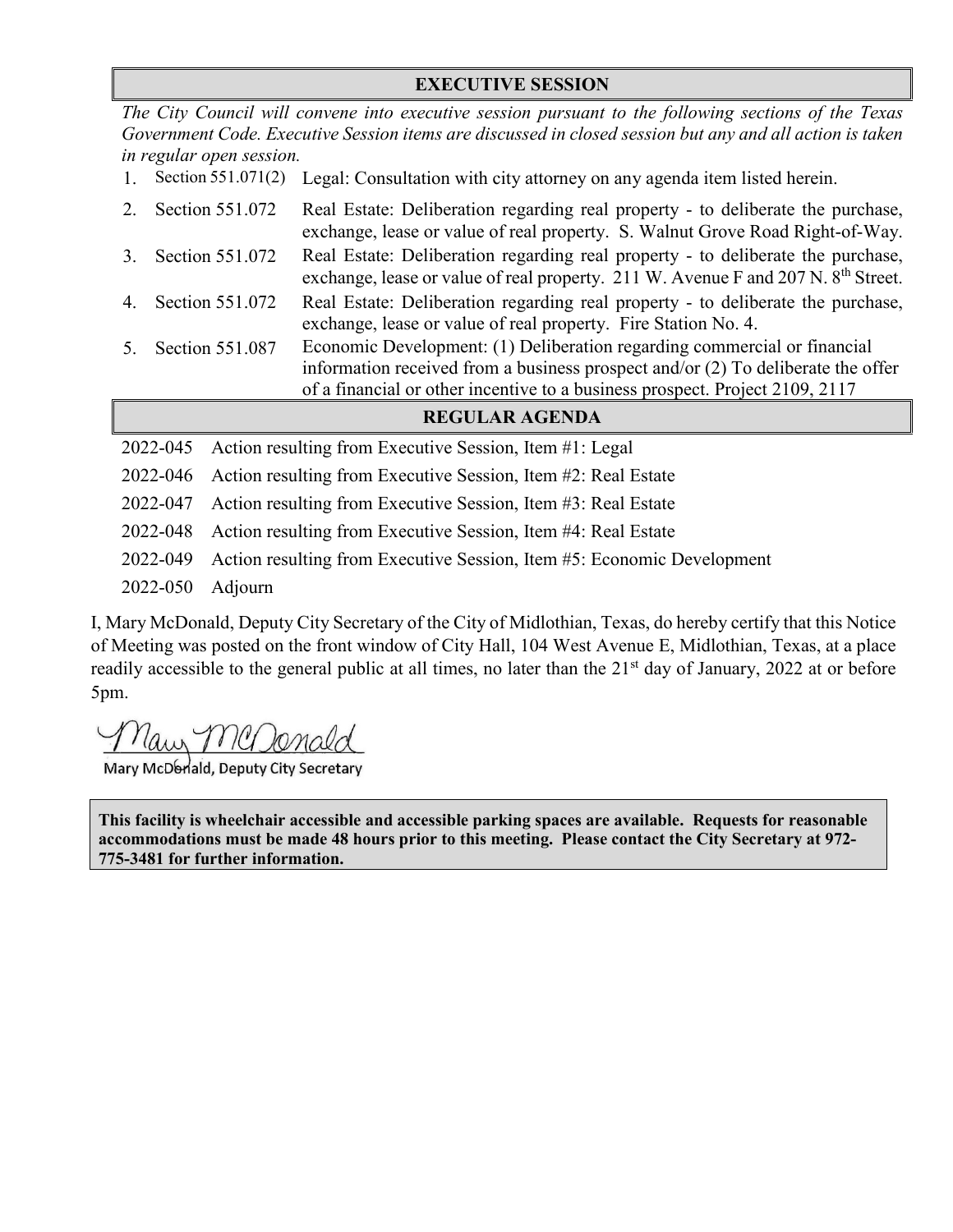## EXECUTIVE SESSION

*The City Council will convene into executive session pursuant to the following sections of the Texas Government Code. Executive Session items are discussed in closed session but any and all action is taken in regular open session.*

| | | |
|---|---|---|
| 1. | Section 551.071(2) | Legal: Consultation with city attorney on any agenda item listed herein. |
| 2. | Section 551.072 | Real Estate: Deliberation regarding real property - to deliberate the purchase, exchange, lease or value of real property. S. Walnut Grove Road Right-of-Way. |
| 3. | Section 551.072 | Real Estate: Deliberation regarding real property - to deliberate the purchase, exchange, lease or value of real property. 211 W. Avenue F and 207 N. 8th Street. |
| 4. | Section 551.072 | Real Estate: Deliberation regarding real property - to deliberate the purchase, exchange, lease or value of real property. Fire Station No. 4. |
| 5. | Section 551.087 | Economic Development: (1) Deliberation regarding commercial or financial information received from a business prospect and/or (2) To deliberate the offer of a financial or other incentive to a business prospect. Project 2109, 2117 |

## REGULAR AGENDA

| | |
|---|---|
| 2022-045 | Action resulting from Executive Session, Item #1: Legal |
| 2022-046 | Action resulting from Executive Session, Item #2: Real Estate |
| 2022-047 | Action resulting from Executive Session, Item #3: Real Estate |
| 2022-048 | Action resulting from Executive Session, Item #4: Real Estate |
| 2022-049 | Action resulting from Executive Session, Item #5: Economic Development |
| 2022-050 | Adjourn |

I, Mary McDonald, Deputy City Secretary of the City of Midlothian, Texas, do hereby certify that this Notice of Meeting was posted on the front window of City Hall, 104 West Avenue E, Midlothian, Texas, at a place readily accessible to the general public at all times, no later than the 21st day of January, 2022 at or before 5pm.

Mary McDonald

Mary McDonald, Deputy City Secretary

**This facility is wheelchair accessible and accessible parking spaces are available. Requests for reasonable accommodations must be made 48 hours prior to this meeting. Please contact the City Secretary at 972-775-3481 for further information.**